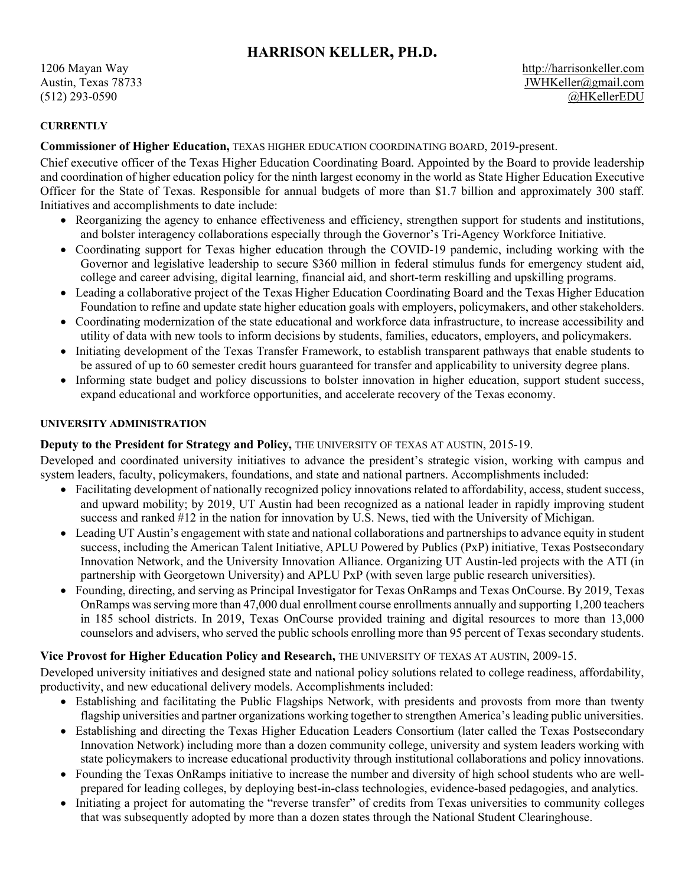# HARRISON KELLER, PH.D.

1206 Mayan Way
Austin, Texas 78733
(512) 293-0590

http://harrisonkeller.com
JWHKeller@gmail.com
@HKellerEDU

#### CURRENTLY

**Commissioner of Higher Education,** TEXAS HIGHER EDUCATION COORDINATING BOARD, 2019-present.

Chief executive officer of the Texas Higher Education Coordinating Board. Appointed by the Board to provide leadership and coordination of higher education policy for the ninth largest economy in the world as State Higher Education Executive Officer for the State of Texas. Responsible for annual budgets of more than $1.7 billion and approximately 300 staff. Initiatives and accomplishments to date include:

- Reorganizing the agency to enhance effectiveness and efficiency, strengthen support for students and institutions, and bolster interagency collaborations especially through the Governor's Tri-Agency Workforce Initiative.
- Coordinating support for Texas higher education through the COVID-19 pandemic, including working with the Governor and legislative leadership to secure $360 million in federal stimulus funds for emergency student aid, college and career advising, digital learning, financial aid, and short-term reskilling and upskilling programs.
- Leading a collaborative project of the Texas Higher Education Coordinating Board and the Texas Higher Education Foundation to refine and update state higher education goals with employers, policymakers, and other stakeholders.
- Coordinating modernization of the state educational and workforce data infrastructure, to increase accessibility and utility of data with new tools to inform decisions by students, families, educators, employers, and policymakers.
- Initiating development of the Texas Transfer Framework, to establish transparent pathways that enable students to be assured of up to 60 semester credit hours guaranteed for transfer and applicability to university degree plans.
- Informing state budget and policy discussions to bolster innovation in higher education, support student success, expand educational and workforce opportunities, and accelerate recovery of the Texas economy.

#### UNIVERSITY ADMINISTRATION

**Deputy to the President for Strategy and Policy,** THE UNIVERSITY OF TEXAS AT AUSTIN, 2015-19.

Developed and coordinated university initiatives to advance the president's strategic vision, working with campus and system leaders, faculty, policymakers, foundations, and state and national partners. Accomplishments included:

- Facilitating development of nationally recognized policy innovations related to affordability, access, student success, and upward mobility; by 2019, UT Austin had been recognized as a national leader in rapidly improving student success and ranked #12 in the nation for innovation by U.S. News, tied with the University of Michigan.
- Leading UT Austin's engagement with state and national collaborations and partnerships to advance equity in student success, including the American Talent Initiative, APLU Powered by Publics (PxP) initiative, Texas Postsecondary Innovation Network, and the University Innovation Alliance. Organizing UT Austin-led projects with the ATI (in partnership with Georgetown University) and APLU PxP (with seven large public research universities).
- Founding, directing, and serving as Principal Investigator for Texas OnRamps and Texas OnCourse. By 2019, Texas OnRamps was serving more than 47,000 dual enrollment course enrollments annually and supporting 1,200 teachers in 185 school districts. In 2019, Texas OnCourse provided training and digital resources to more than 13,000 counselors and advisers, who served the public schools enrolling more than 95 percent of Texas secondary students.

**Vice Provost for Higher Education Policy and Research,** THE UNIVERSITY OF TEXAS AT AUSTIN, 2009-15.

Developed university initiatives and designed state and national policy solutions related to college readiness, affordability, productivity, and new educational delivery models. Accomplishments included:

- Establishing and facilitating the Public Flagships Network, with presidents and provosts from more than twenty flagship universities and partner organizations working together to strengthen America's leading public universities.
- Establishing and directing the Texas Higher Education Leaders Consortium (later called the Texas Postsecondary Innovation Network) including more than a dozen community college, university and system leaders working with state policymakers to increase educational productivity through institutional collaborations and policy innovations.
- Founding the Texas OnRamps initiative to increase the number and diversity of high school students who are well-prepared for leading colleges, by deploying best-in-class technologies, evidence-based pedagogies, and analytics.
- Initiating a project for automating the "reverse transfer" of credits from Texas universities to community colleges that was subsequently adopted by more than a dozen states through the National Student Clearinghouse.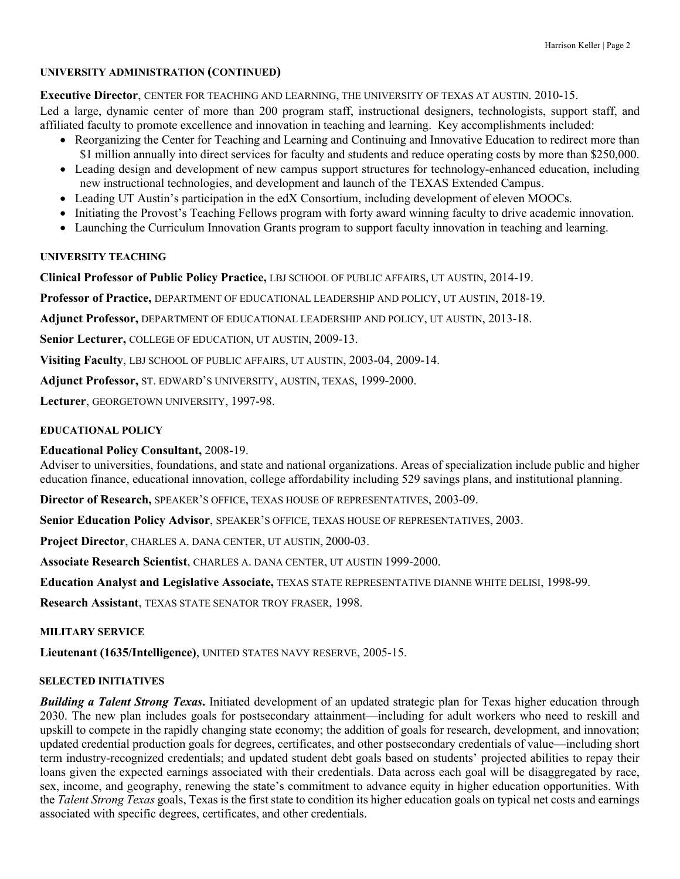## UNIVERSITY ADMINISTRATION (CONTINUED)

**Executive Director**, CENTER FOR TEACHING AND LEARNING, THE UNIVERSITY OF TEXAS AT AUSTIN. 2010-15.
Led a large, dynamic center of more than 200 program staff, instructional designers, technologists, support staff, and affiliated faculty to promote excellence and innovation in teaching and learning. Key accomplishments included:

- Reorganizing the Center for Teaching and Learning and Continuing and Innovative Education to redirect more than $1 million annually into direct services for faculty and students and reduce operating costs by more than $250,000.
- Leading design and development of new campus support structures for technology-enhanced education, including new instructional technologies, and development and launch of the TEXAS Extended Campus.
- Leading UT Austin's participation in the edX Consortium, including development of eleven MOOCs.
- Initiating the Provost's Teaching Fellows program with forty award winning faculty to drive academic innovation.
- Launching the Curriculum Innovation Grants program to support faculty innovation in teaching and learning.

## UNIVERSITY TEACHING

**Clinical Professor of Public Policy Practice,** LBJ SCHOOL OF PUBLIC AFFAIRS, UT AUSTIN, 2014-19.

**Professor of Practice,** DEPARTMENT OF EDUCATIONAL LEADERSHIP AND POLICY, UT AUSTIN, 2018-19.

**Adjunct Professor,** DEPARTMENT OF EDUCATIONAL LEADERSHIP AND POLICY, UT AUSTIN, 2013-18.

**Senior Lecturer,** COLLEGE OF EDUCATION, UT AUSTIN, 2009-13.

**Visiting Faculty**, LBJ SCHOOL OF PUBLIC AFFAIRS, UT AUSTIN, 2003-04, 2009-14.

**Adjunct Professor,** ST. EDWARD'S UNIVERSITY, AUSTIN, TEXAS, 1999-2000.

**Lecturer**, GEORGETOWN UNIVERSITY, 1997-98.

## EDUCATIONAL POLICY

**Educational Policy Consultant,** 2008-19.
Adviser to universities, foundations, and state and national organizations. Areas of specialization include public and higher education finance, educational innovation, college affordability including 529 savings plans, and institutional planning.

**Director of Research,** SPEAKER'S OFFICE, TEXAS HOUSE OF REPRESENTATIVES, 2003-09.

**Senior Education Policy Advisor**, SPEAKER'S OFFICE, TEXAS HOUSE OF REPRESENTATIVES, 2003.

**Project Director**, CHARLES A. DANA CENTER, UT AUSTIN, 2000-03.

**Associate Research Scientist**, CHARLES A. DANA CENTER, UT AUSTIN 1999-2000.

**Education Analyst and Legislative Associate,** TEXAS STATE REPRESENTATIVE DIANNE WHITE DELISI, 1998-99.

**Research Assistant**, TEXAS STATE SENATOR TROY FRASER, 1998.

## MILITARY SERVICE

**Lieutenant (1635/Intelligence)**, UNITED STATES NAVY RESERVE, 2005-15.

## SELECTED INITIATIVES

***Building a Talent Strong Texas***. Initiated development of an updated strategic plan for Texas higher education through 2030. The new plan includes goals for postsecondary attainment—including for adult workers who need to reskill and upskill to compete in the rapidly changing state economy; the addition of goals for research, development, and innovation; updated credential production goals for degrees, certificates, and other postsecondary credentials of value—including short term industry-recognized credentials; and updated student debt goals based on students' projected abilities to repay their loans given the expected earnings associated with their credentials. Data across each goal will be disaggregated by race, sex, income, and geography, renewing the state's commitment to advance equity in higher education opportunities. With the *Talent Strong Texas* goals, Texas is the first state to condition its higher education goals on typical net costs and earnings associated with specific degrees, certificates, and other credentials.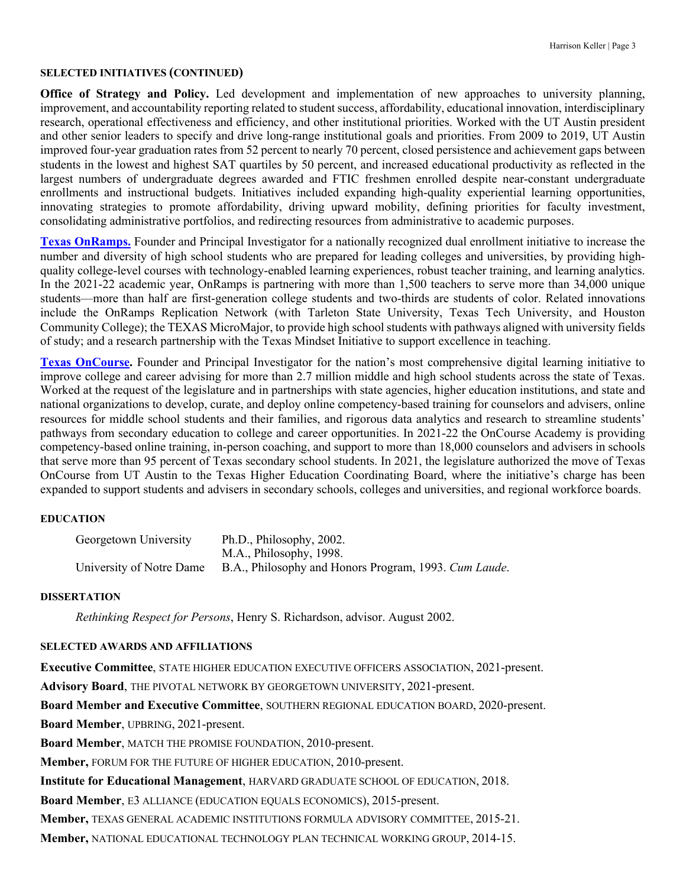#### SELECTED INITIATIVES (CONTINUED)

**Office of Strategy and Policy.** Led development and implementation of new approaches to university planning, improvement, and accountability reporting related to student success, affordability, educational innovation, interdisciplinary research, operational effectiveness and efficiency, and other institutional priorities. Worked with the UT Austin president and other senior leaders to specify and drive long-range institutional goals and priorities. From 2009 to 2019, UT Austin improved four-year graduation rates from 52 percent to nearly 70 percent, closed persistence and achievement gaps between students in the lowest and highest SAT quartiles by 50 percent, and increased educational productivity as reflected in the largest numbers of undergraduate degrees awarded and FTIC freshmen enrolled despite near-constant undergraduate enrollments and instructional budgets. Initiatives included expanding high-quality experiential learning opportunities, innovating strategies to promote affordability, driving upward mobility, defining priorities for faculty investment, consolidating administrative portfolios, and redirecting resources from administrative to academic purposes.

**Texas OnRamps.** Founder and Principal Investigator for a nationally recognized dual enrollment initiative to increase the number and diversity of high school students who are prepared for leading colleges and universities, by providing high-quality college-level courses with technology-enabled learning experiences, robust teacher training, and learning analytics. In the 2021-22 academic year, OnRamps is partnering with more than 1,500 teachers to serve more than 34,000 unique students—more than half are first-generation college students and two-thirds are students of color. Related innovations include the OnRamps Replication Network (with Tarleton State University, Texas Tech University, and Houston Community College); the TEXAS MicroMajor, to provide high school students with pathways aligned with university fields of study; and a research partnership with the Texas Mindset Initiative to support excellence in teaching.

**Texas OnCourse.** Founder and Principal Investigator for the nation's most comprehensive digital learning initiative to improve college and career advising for more than 2.7 million middle and high school students across the state of Texas. Worked at the request of the legislature and in partnerships with state agencies, higher education institutions, and state and national organizations to develop, curate, and deploy online competency-based training for counselors and advisers, online resources for middle school students and their families, and rigorous data analytics and research to streamline students' pathways from secondary education to college and career opportunities. In 2021-22 the OnCourse Academy is providing competency-based online training, in-person coaching, and support to more than 18,000 counselors and advisers in schools that serve more than 95 percent of Texas secondary school students. In 2021, the legislature authorized the move of Texas OnCourse from UT Austin to the Texas Higher Education Coordinating Board, where the initiative's charge has been expanded to support students and advisers in secondary schools, colleges and universities, and regional workforce boards.

#### EDUCATION

| | |
|---|---|
| Georgetown University | Ph.D., Philosophy, 2002. |
| | M.A., Philosophy, 1998. |
| University of Notre Dame | B.A., Philosophy and Honors Program, 1993. *Cum Laude*. |

#### DISSERTATION

*Rethinking Respect for Persons*, Henry S. Richardson, advisor. August 2002.

#### SELECTED AWARDS AND AFFILIATIONS

**Executive Committee**, STATE HIGHER EDUCATION EXECUTIVE OFFICERS ASSOCIATION, 2021-present.

**Advisory Board**, THE PIVOTAL NETWORK BY GEORGETOWN UNIVERSITY, 2021-present.

**Board Member and Executive Committee**, SOUTHERN REGIONAL EDUCATION BOARD, 2020-present.

**Board Member**, UPBRING, 2021-present.

**Board Member**, MATCH THE PROMISE FOUNDATION, 2010-present.

**Member,** FORUM FOR THE FUTURE OF HIGHER EDUCATION, 2010-present.

**Institute for Educational Management**, HARVARD GRADUATE SCHOOL OF EDUCATION, 2018.

**Board Member**, E3 ALLIANCE (EDUCATION EQUALS ECONOMICS), 2015-present.

**Member,** TEXAS GENERAL ACADEMIC INSTITUTIONS FORMULA ADVISORY COMMITTEE, 2015-21.

**Member,** NATIONAL EDUCATIONAL TECHNOLOGY PLAN TECHNICAL WORKING GROUP, 2014-15.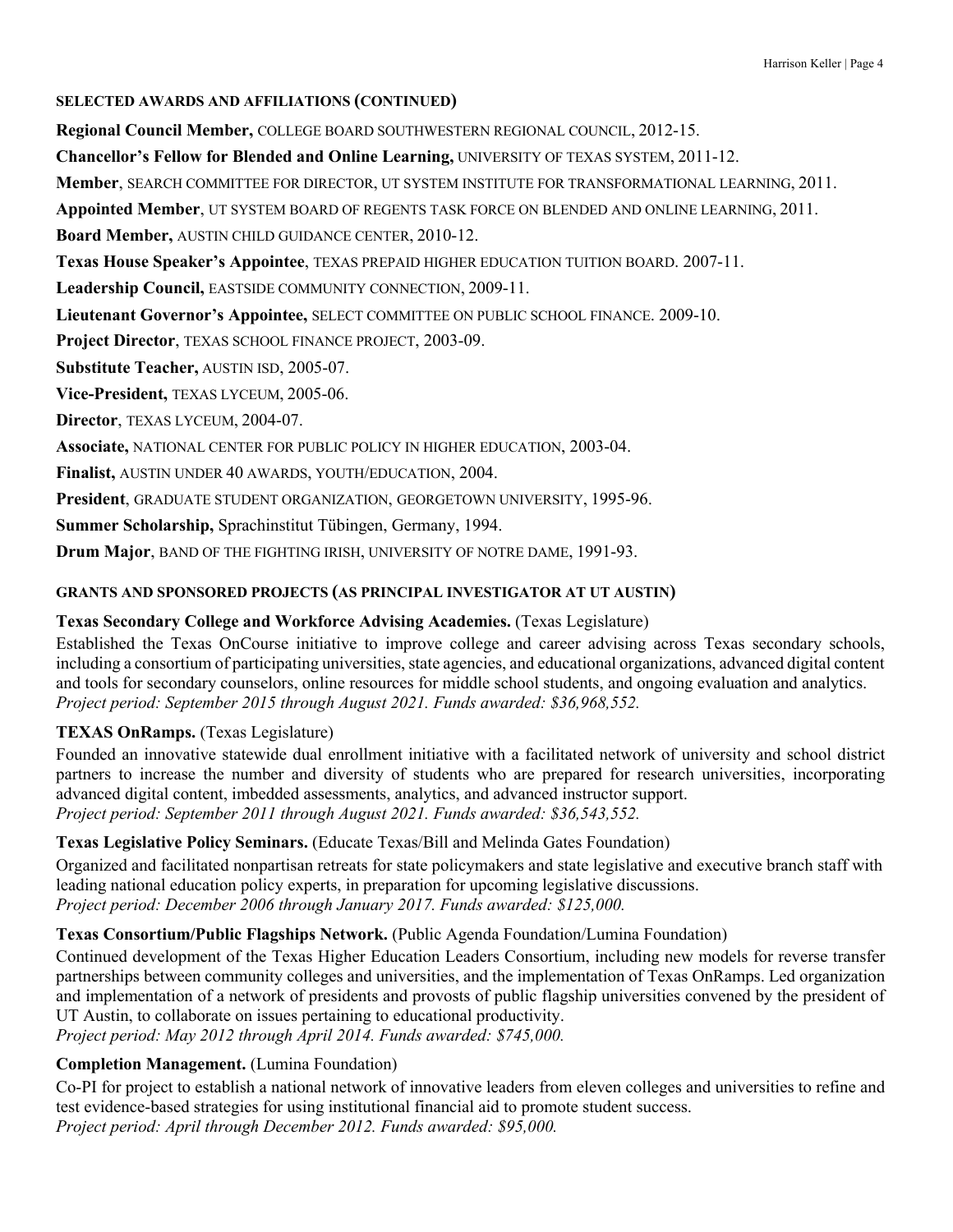#### SELECTED AWARDS AND AFFILIATIONS (CONTINUED)

**Regional Council Member,** COLLEGE BOARD SOUTHWESTERN REGIONAL COUNCIL, 2012-15.

**Chancellor's Fellow for Blended and Online Learning,** UNIVERSITY OF TEXAS SYSTEM, 2011-12.

**Member**, SEARCH COMMITTEE FOR DIRECTOR, UT SYSTEM INSTITUTE FOR TRANSFORMATIONAL LEARNING, 2011.

**Appointed Member**, UT SYSTEM BOARD OF REGENTS TASK FORCE ON BLENDED AND ONLINE LEARNING, 2011.

**Board Member,** AUSTIN CHILD GUIDANCE CENTER, 2010-12.

**Texas House Speaker's Appointee**, TEXAS PREPAID HIGHER EDUCATION TUITION BOARD. 2007-11.

**Leadership Council,** EASTSIDE COMMUNITY CONNECTION, 2009-11.

**Lieutenant Governor's Appointee,** SELECT COMMITTEE ON PUBLIC SCHOOL FINANCE. 2009-10.

**Project Director**, TEXAS SCHOOL FINANCE PROJECT, 2003-09.

**Substitute Teacher,** AUSTIN ISD, 2005-07.

**Vice-President,** TEXAS LYCEUM, 2005-06.

**Director**, TEXAS LYCEUM, 2004-07.

**Associate,** NATIONAL CENTER FOR PUBLIC POLICY IN HIGHER EDUCATION, 2003-04.

**Finalist,** AUSTIN UNDER 40 AWARDS, YOUTH/EDUCATION, 2004.

**President**, GRADUATE STUDENT ORGANIZATION, GEORGETOWN UNIVERSITY, 1995-96.

**Summer Scholarship,** Sprachinstitut Tübingen, Germany, 1994.

**Drum Major**, BAND OF THE FIGHTING IRISH, UNIVERSITY OF NOTRE DAME, 1991-93.

#### GRANTS AND SPONSORED PROJECTS (AS PRINCIPAL INVESTIGATOR AT UT AUSTIN)

**Texas Secondary College and Workforce Advising Academies.** (Texas Legislature)

Established the Texas OnCourse initiative to improve college and career advising across Texas secondary schools, including a consortium of participating universities, state agencies, and educational organizations, advanced digital content and tools for secondary counselors, online resources for middle school students, and ongoing evaluation and analytics.
*Project period: September 2015 through August 2021. Funds awarded: $36,968,552.*

**TEXAS OnRamps.** (Texas Legislature)

Founded an innovative statewide dual enrollment initiative with a facilitated network of university and school district partners to increase the number and diversity of students who are prepared for research universities, incorporating advanced digital content, imbedded assessments, analytics, and advanced instructor support.
*Project period: September 2011 through August 2021. Funds awarded: $36,543,552.*

**Texas Legislative Policy Seminars.** (Educate Texas/Bill and Melinda Gates Foundation)

Organized and facilitated nonpartisan retreats for state policymakers and state legislative and executive branch staff with leading national education policy experts, in preparation for upcoming legislative discussions.
*Project period: December 2006 through January 2017. Funds awarded: $125,000.*

**Texas Consortium/Public Flagships Network.** (Public Agenda Foundation/Lumina Foundation)

Continued development of the Texas Higher Education Leaders Consortium, including new models for reverse transfer partnerships between community colleges and universities, and the implementation of Texas OnRamps. Led organization and implementation of a network of presidents and provosts of public flagship universities convened by the president of UT Austin, to collaborate on issues pertaining to educational productivity.
*Project period: May 2012 through April 2014. Funds awarded: $745,000.*

**Completion Management.** (Lumina Foundation)

Co-PI for project to establish a national network of innovative leaders from eleven colleges and universities to refine and test evidence-based strategies for using institutional financial aid to promote student success.
*Project period: April through December 2012. Funds awarded: $95,000.*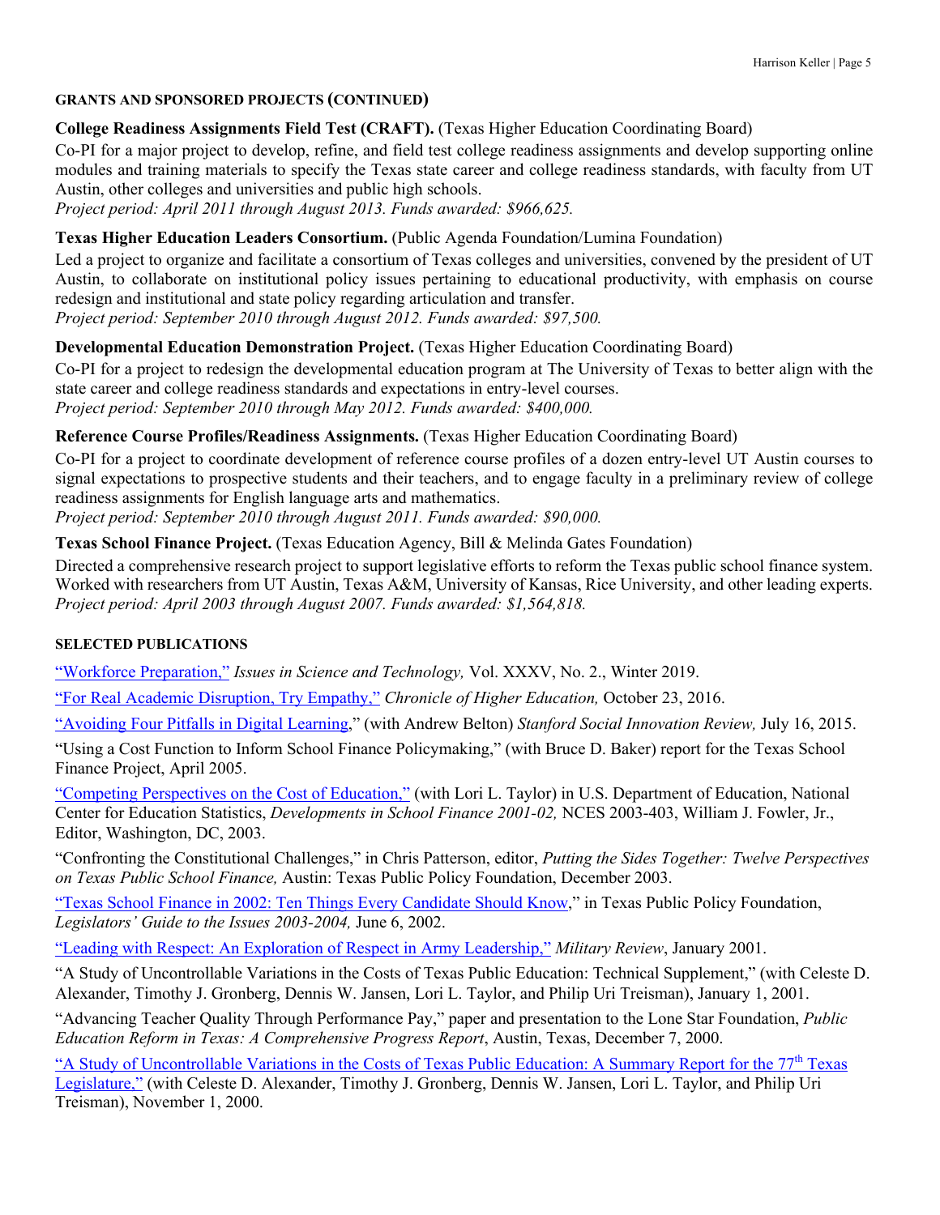### GRANTS AND SPONSORED PROJECTS (CONTINUED)

**College Readiness Assignments Field Test (CRAFT).** (Texas Higher Education Coordinating Board)

Co-PI for a major project to develop, refine, and field test college readiness assignments and develop supporting online modules and training materials to specify the Texas state career and college readiness standards, with faculty from UT Austin, other colleges and universities and public high schools.
*Project period: April 2011 through August 2013. Funds awarded: $966,625.*

**Texas Higher Education Leaders Consortium.** (Public Agenda Foundation/Lumina Foundation)

Led a project to organize and facilitate a consortium of Texas colleges and universities, convened by the president of UT Austin, to collaborate on institutional policy issues pertaining to educational productivity, with emphasis on course redesign and institutional and state policy regarding articulation and transfer.
*Project period: September 2010 through August 2012. Funds awarded: $97,500.*

**Developmental Education Demonstration Project.** (Texas Higher Education Coordinating Board)

Co-PI for a project to redesign the developmental education program at The University of Texas to better align with the state career and college readiness standards and expectations in entry-level courses.
*Project period: September 2010 through May 2012. Funds awarded: $400,000.*

**Reference Course Profiles/Readiness Assignments.** (Texas Higher Education Coordinating Board)

Co-PI for a project to coordinate development of reference course profiles of a dozen entry-level UT Austin courses to signal expectations to prospective students and their teachers, and to engage faculty in a preliminary review of college readiness assignments for English language arts and mathematics.
*Project period: September 2010 through August 2011. Funds awarded: $90,000.*

**Texas School Finance Project.** (Texas Education Agency, Bill & Melinda Gates Foundation)

Directed a comprehensive research project to support legislative efforts to reform the Texas public school finance system. Worked with researchers from UT Austin, Texas A&M, University of Kansas, Rice University, and other leading experts.
*Project period: April 2003 through August 2007. Funds awarded: $1,564,818.*

### SELECTED PUBLICATIONS

"Workforce Preparation," *Issues in Science and Technology,* Vol. XXXV, No. 2., Winter 2019.

"For Real Academic Disruption, Try Empathy," *Chronicle of Higher Education,* October 23, 2016.

"Avoiding Four Pitfalls in Digital Learning," (with Andrew Belton) *Stanford Social Innovation Review,* July 16, 2015.

"Using a Cost Function to Inform School Finance Policymaking," (with Bruce D. Baker) report for the Texas School Finance Project, April 2005.

"Competing Perspectives on the Cost of Education," (with Lori L. Taylor) in U.S. Department of Education, National Center for Education Statistics, *Developments in School Finance 2001-02,* NCES 2003-403, William J. Fowler, Jr., Editor, Washington, DC, 2003.

"Confronting the Constitutional Challenges," in Chris Patterson, editor, *Putting the Sides Together: Twelve Perspectives on Texas Public School Finance,* Austin: Texas Public Policy Foundation, December 2003.

"Texas School Finance in 2002: Ten Things Every Candidate Should Know," in Texas Public Policy Foundation, *Legislators' Guide to the Issues 2003-2004,* June 6, 2002.

"Leading with Respect: An Exploration of Respect in Army Leadership," *Military Review*, January 2001.

"A Study of Uncontrollable Variations in the Costs of Texas Public Education: Technical Supplement," (with Celeste D. Alexander, Timothy J. Gronberg, Dennis W. Jansen, Lori L. Taylor, and Philip Uri Treisman), January 1, 2001.

"Advancing Teacher Quality Through Performance Pay," paper and presentation to the Lone Star Foundation, *Public Education Reform in Texas: A Comprehensive Progress Report*, Austin, Texas, December 7, 2000.

"A Study of Uncontrollable Variations in the Costs of Texas Public Education: A Summary Report for the 77th Texas Legislature," (with Celeste D. Alexander, Timothy J. Gronberg, Dennis W. Jansen, Lori L. Taylor, and Philip Uri Treisman), November 1, 2000.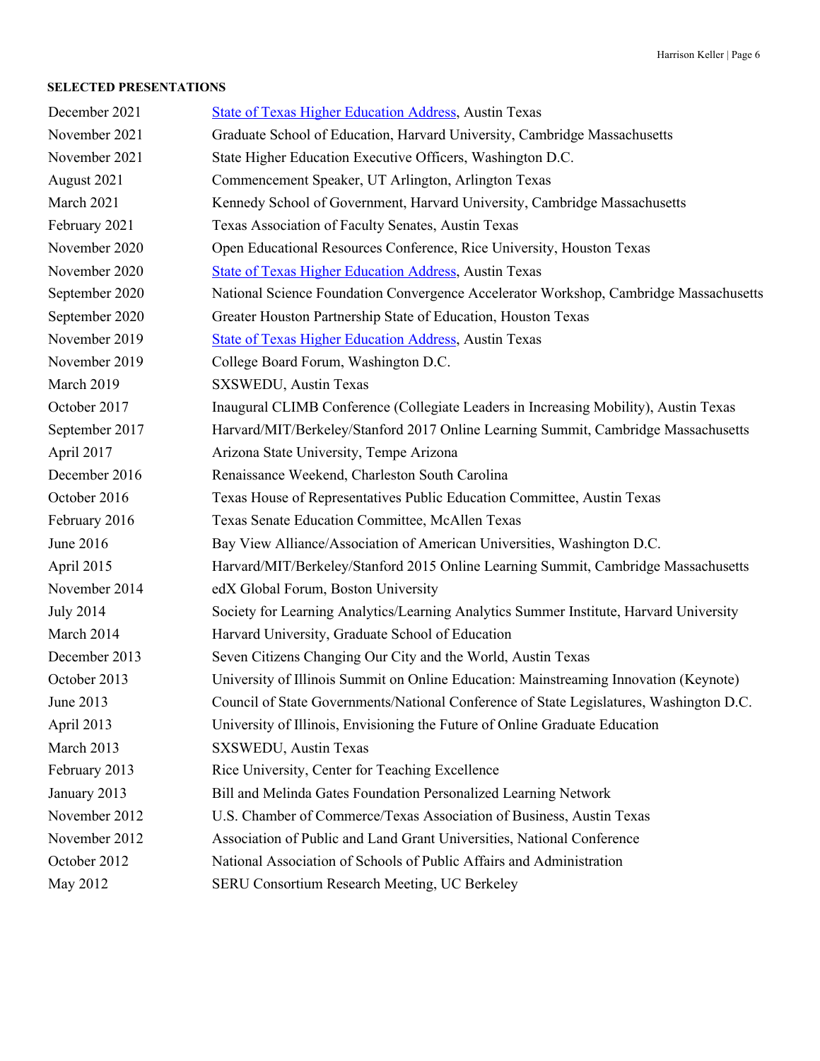**SELECTED PRESENTATIONS**

| | |
|---|---|
| December 2021 | State of Texas Higher Education Address, Austin Texas |
| November 2021 | Graduate School of Education, Harvard University, Cambridge Massachusetts |
| November 2021 | State Higher Education Executive Officers, Washington D.C. |
| August 2021 | Commencement Speaker, UT Arlington, Arlington Texas |
| March 2021 | Kennedy School of Government, Harvard University, Cambridge Massachusetts |
| February 2021 | Texas Association of Faculty Senates, Austin Texas |
| November 2020 | Open Educational Resources Conference, Rice University, Houston Texas |
| November 2020 | State of Texas Higher Education Address, Austin Texas |
| September 2020 | National Science Foundation Convergence Accelerator Workshop, Cambridge Massachusetts |
| September 2020 | Greater Houston Partnership State of Education, Houston Texas |
| November 2019 | State of Texas Higher Education Address, Austin Texas |
| November 2019 | College Board Forum, Washington D.C. |
| March 2019 | SXSWEDU, Austin Texas |
| October 2017 | Inaugural CLIMB Conference (Collegiate Leaders in Increasing Mobility), Austin Texas |
| September 2017 | Harvard/MIT/Berkeley/Stanford 2017 Online Learning Summit, Cambridge Massachusetts |
| April 2017 | Arizona State University, Tempe Arizona |
| December 2016 | Renaissance Weekend, Charleston South Carolina |
| October 2016 | Texas House of Representatives Public Education Committee, Austin Texas |
| February 2016 | Texas Senate Education Committee, McAllen Texas |
| June 2016 | Bay View Alliance/Association of American Universities, Washington D.C. |
| April 2015 | Harvard/MIT/Berkeley/Stanford 2015 Online Learning Summit, Cambridge Massachusetts |
| November 2014 | edX Global Forum, Boston University |
| July 2014 | Society for Learning Analytics/Learning Analytics Summer Institute, Harvard University |
| March 2014 | Harvard University, Graduate School of Education |
| December 2013 | Seven Citizens Changing Our City and the World, Austin Texas |
| October 2013 | University of Illinois Summit on Online Education: Mainstreaming Innovation (Keynote) |
| June 2013 | Council of State Governments/National Conference of State Legislatures, Washington D.C. |
| April 2013 | University of Illinois, Envisioning the Future of Online Graduate Education |
| March 2013 | SXSWEDU, Austin Texas |
| February 2013 | Rice University, Center for Teaching Excellence |
| January 2013 | Bill and Melinda Gates Foundation Personalized Learning Network |
| November 2012 | U.S. Chamber of Commerce/Texas Association of Business, Austin Texas |
| November 2012 | Association of Public and Land Grant Universities, National Conference |
| October 2012 | National Association of Schools of Public Affairs and Administration |
| May 2012 | SERU Consortium Research Meeting, UC Berkeley |